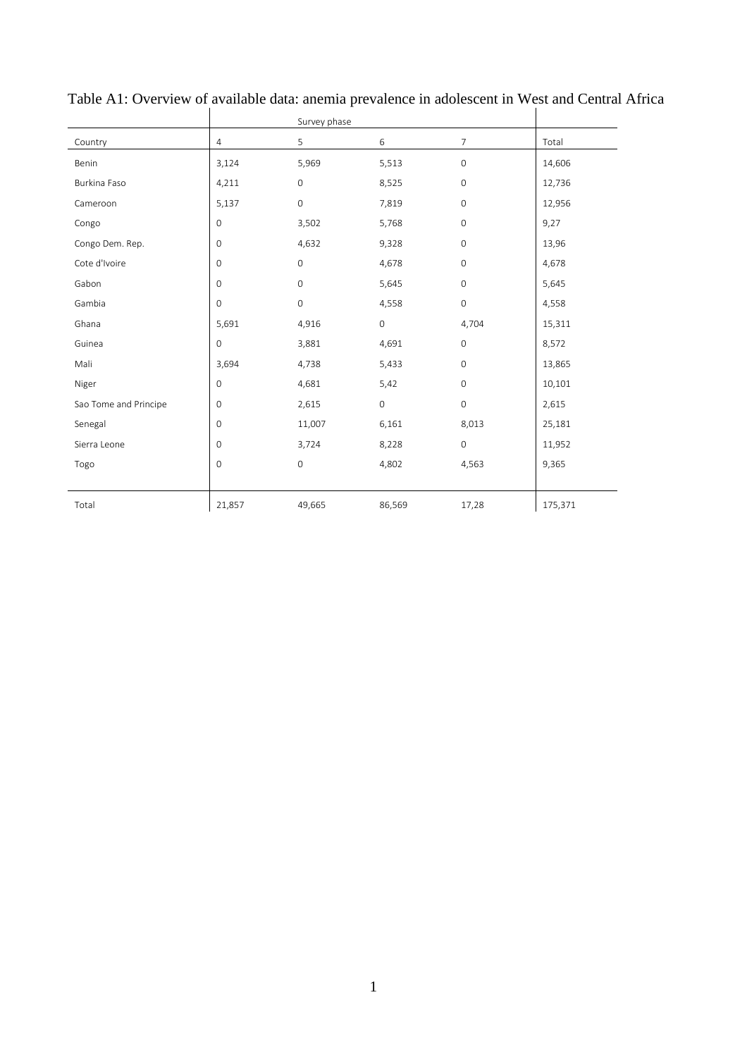Table A1: Overview of available data: anemia prevalence in adolescent in West and Central Africa

| | Survey phase | | | | |
|---|---|---|---|---|---|
| Country | 4 | 5 | 6 | 7 | Total |
| Benin | 3,124 | 5,969 | 5,513 | 0 | 14,606 |
| Burkina Faso | 4,211 | 0 | 8,525 | 0 | 12,736 |
| Cameroon | 5,137 | 0 | 7,819 | 0 | 12,956 |
| Congo | 0 | 3,502 | 5,768 | 0 | 9,27 |
| Congo Dem. Rep. | 0 | 4,632 | 9,328 | 0 | 13,96 |
| Cote d'Ivoire | 0 | 0 | 4,678 | 0 | 4,678 |
| Gabon | 0 | 0 | 5,645 | 0 | 5,645 |
| Gambia | 0 | 0 | 4,558 | 0 | 4,558 |
| Ghana | 5,691 | 4,916 | 0 | 4,704 | 15,311 |
| Guinea | 0 | 3,881 | 4,691 | 0 | 8,572 |
| Mali | 3,694 | 4,738 | 5,433 | 0 | 13,865 |
| Niger | 0 | 4,681 | 5,42 | 0 | 10,101 |
| Sao Tome and Principe | 0 | 2,615 | 0 | 0 | 2,615 |
| Senegal | 0 | 11,007 | 6,161 | 8,013 | 25,181 |
| Sierra Leone | 0 | 3,724 | 8,228 | 0 | 11,952 |
| Togo | 0 | 0 | 4,802 | 4,563 | 9,365 |
| Total | 21,857 | 49,665 | 86,569 | 17,28 | 175,371 |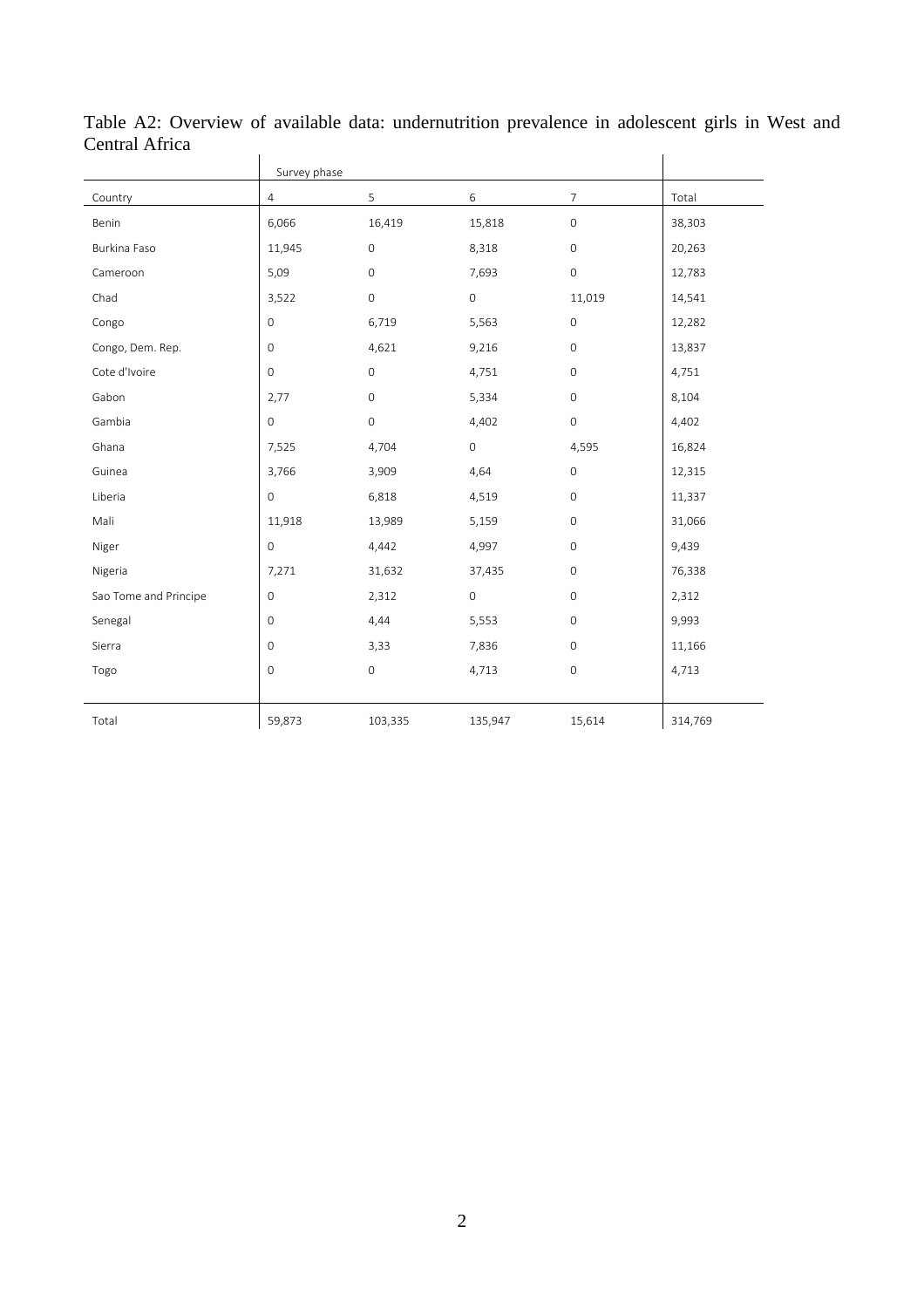Table A2: Overview of available data: undernutrition prevalence in adolescent girls in West and Central Africa

| | Survey phase | | | | |
|---|---|---|---|---|---|
| Country | 4 | 5 | 6 | 7 | Total |
| Benin | 6,066 | 16,419 | 15,818 | 0 | 38,303 |
| Burkina Faso | 11,945 | 0 | 8,318 | 0 | 20,263 |
| Cameroon | 5,09 | 0 | 7,693 | 0 | 12,783 |
| Chad | 3,522 | 0 | 0 | 11,019 | 14,541 |
| Congo | 0 | 6,719 | 5,563 | 0 | 12,282 |
| Congo, Dem. Rep. | 0 | 4,621 | 9,216 | 0 | 13,837 |
| Cote d'Ivoire | 0 | 0 | 4,751 | 0 | 4,751 |
| Gabon | 2,77 | 0 | 5,334 | 0 | 8,104 |
| Gambia | 0 | 0 | 4,402 | 0 | 4,402 |
| Ghana | 7,525 | 4,704 | 0 | 4,595 | 16,824 |
| Guinea | 3,766 | 3,909 | 4,64 | 0 | 12,315 |
| Liberia | 0 | 6,818 | 4,519 | 0 | 11,337 |
| Mali | 11,918 | 13,989 | 5,159 | 0 | 31,066 |
| Niger | 0 | 4,442 | 4,997 | 0 | 9,439 |
| Nigeria | 7,271 | 31,632 | 37,435 | 0 | 76,338 |
| Sao Tome and Principe | 0 | 2,312 | 0 | 0 | 2,312 |
| Senegal | 0 | 4,44 | 5,553 | 0 | 9,993 |
| Sierra | 0 | 3,33 | 7,836 | 0 | 11,166 |
| Togo | 0 | 0 | 4,713 | 0 | 4,713 |
| Total | 59,873 | 103,335 | 135,947 | 15,614 | 314,769 |